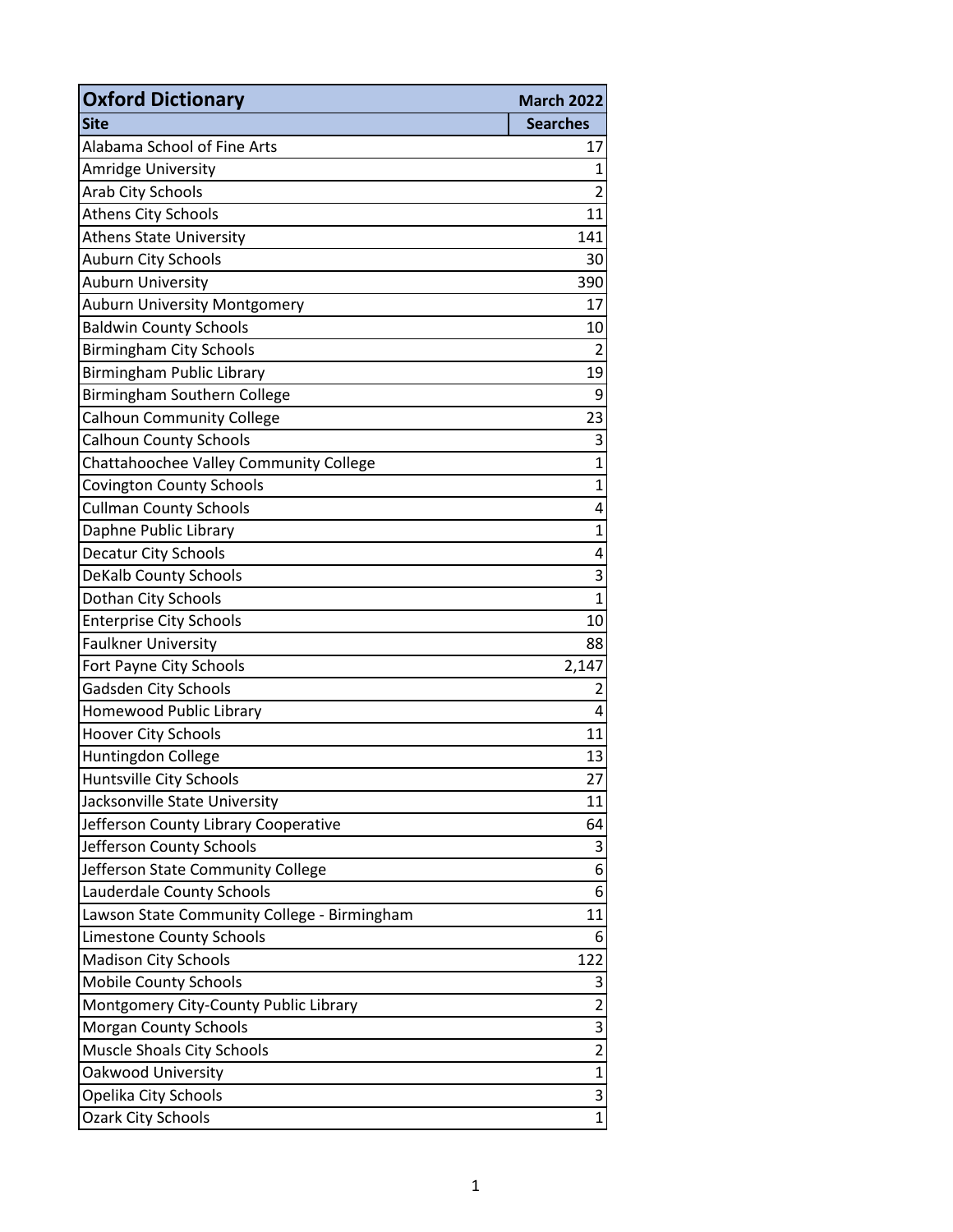| Oxford Dictionary | March 2022 |
|---|---|
| **Site** | **Searches** |
| Alabama School of Fine Arts | 17 |
| Amridge University | 1 |
| Arab City Schools | 2 |
| Athens City Schools | 11 |
| Athens State University | 141 |
| Auburn City Schools | 30 |
| Auburn University | 390 |
| Auburn University Montgomery | 17 |
| Baldwin County Schools | 10 |
| Birmingham City Schools | 2 |
| Birmingham Public Library | 19 |
| Birmingham Southern College | 9 |
| Calhoun Community College | 23 |
| Calhoun County Schools | 3 |
| Chattahoochee Valley Community College | 1 |
| Covington County Schools | 1 |
| Cullman County Schools | 4 |
| Daphne Public Library | 1 |
| Decatur City Schools | 4 |
| DeKalb County Schools | 3 |
| Dothan City Schools | 1 |
| Enterprise City Schools | 10 |
| Faulkner University | 88 |
| Fort Payne City Schools | 2,147 |
| Gadsden City Schools | 2 |
| Homewood Public Library | 4 |
| Hoover City Schools | 11 |
| Huntingdon College | 13 |
| Huntsville City Schools | 27 |
| Jacksonville State University | 11 |
| Jefferson County Library Cooperative | 64 |
| Jefferson County Schools | 3 |
| Jefferson State Community College | 6 |
| Lauderdale County Schools | 6 |
| Lawson State Community College - Birmingham | 11 |
| Limestone County Schools | 6 |
| Madison City Schools | 122 |
| Mobile County Schools | 3 |
| Montgomery City-County Public Library | 2 |
| Morgan County Schools | 3 |
| Muscle Shoals City Schools | 2 |
| Oakwood University | 1 |
| Opelika City Schools | 3 |
| Ozark City Schools | 1 |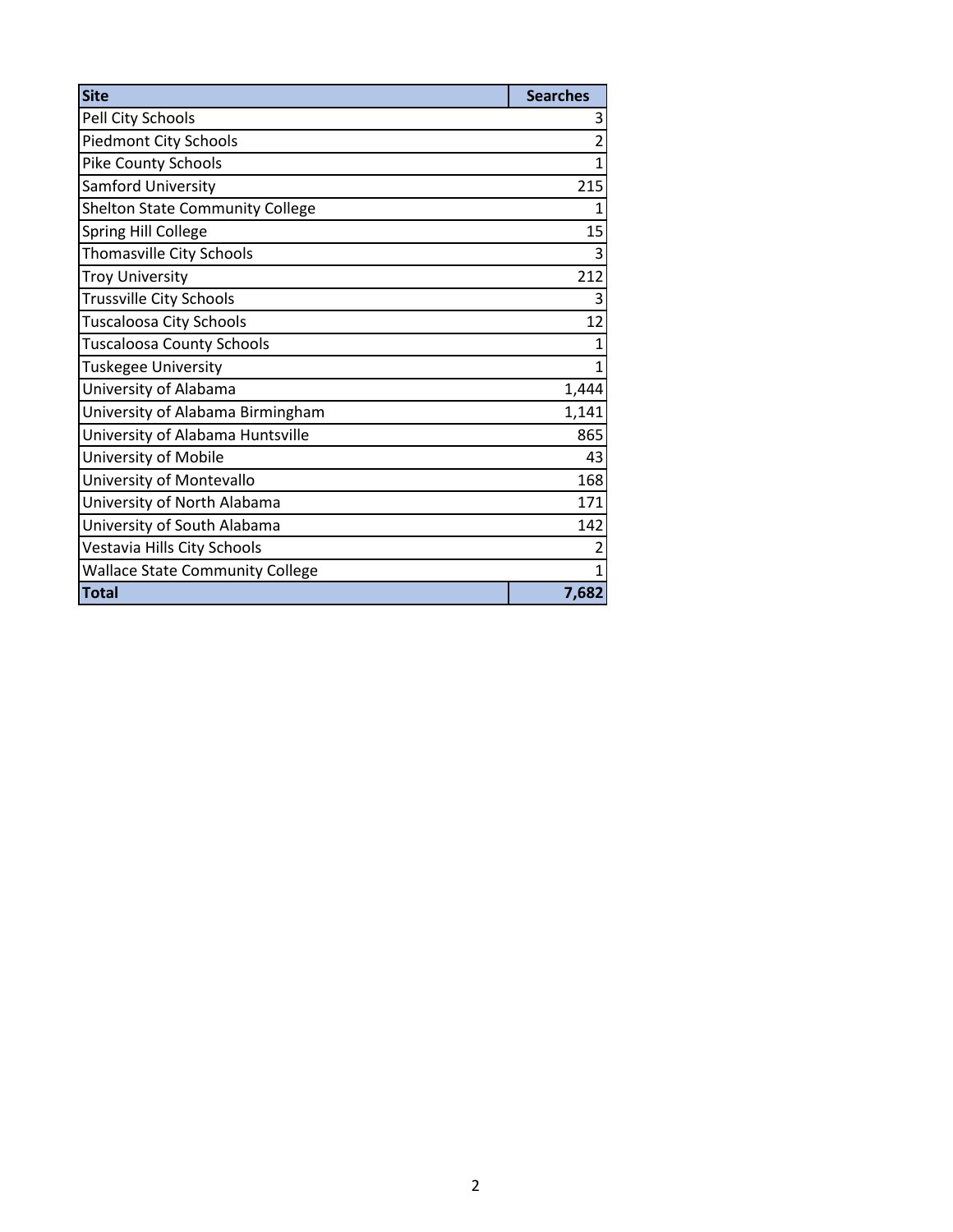| Site | Searches |
| --- | --- |
| Pell City Schools | 3 |
| Piedmont City Schools | 2 |
| Pike County Schools | 1 |
| Samford University | 215 |
| Shelton State Community College | 1 |
| Spring Hill College | 15 |
| Thomasville City Schools | 3 |
| Troy University | 212 |
| Trussville City Schools | 3 |
| Tuscaloosa City Schools | 12 |
| Tuscaloosa County Schools | 1 |
| Tuskegee University | 1 |
| University of Alabama | 1,444 |
| University of Alabama Birmingham | 1,141 |
| University of Alabama Huntsville | 865 |
| University of Mobile | 43 |
| University of Montevallo | 168 |
| University of North Alabama | 171 |
| University of South Alabama | 142 |
| Vestavia Hills City Schools | 2 |
| Wallace State Community College | 1 |
| **Total** | **7,682** |